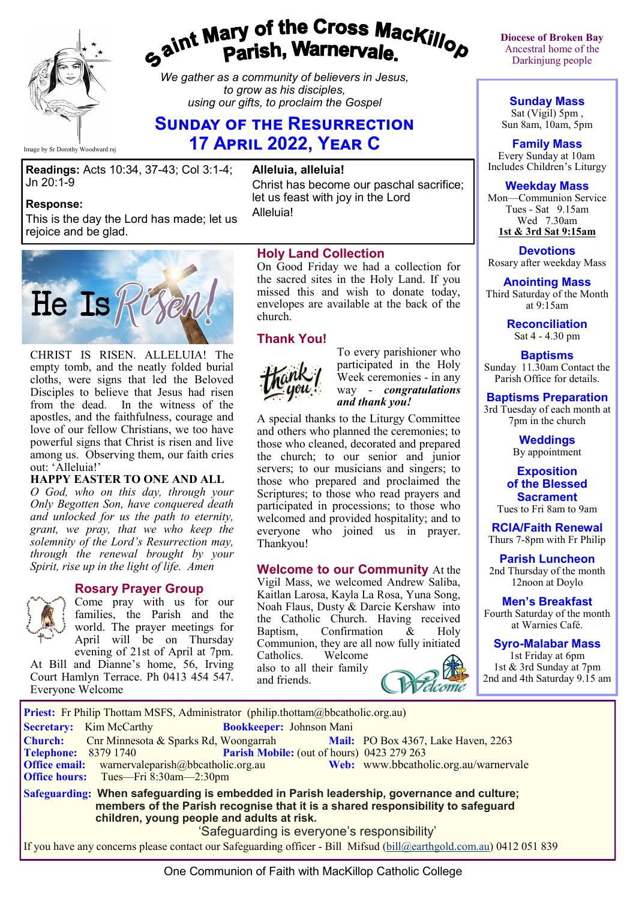# Saint Mary of the Cross MacKillop Parish, Warnervale.

Image by Sr Dorothy Woodward rsj

*We gather as a community of believers in Jesus, to grow as his disciples, using our gifts, to proclaim the Gospel*

## Sunday of the Resurrection
## 17 April 2022, Year C

**Diocese of Broken Bay**
Ancestral home of the Darkinjung people

**Readings:** Acts 10:34, 37-43; Col 3:1-4; Jn 20:1-9

**Response:**
This is the day the Lord has made; let us rejoice and be glad.

**Alleluia, alleluia!**
Christ has become our paschal sacrifice; let us feast with joy in the Lord
Alleluia!

He Is Risen!

CHRIST IS RISEN. ALLELUIA! The empty tomb, and the neatly folded burial cloths, were signs that led the Beloved Disciples to believe that Jesus had risen from the dead. In the witness of the apostles, and the faithfulness, courage and love of our fellow Christians, we too have powerful signs that Christ is risen and live among us. Observing them, our faith cries out: 'Alleluia!'

**HAPPY EASTER TO ONE AND ALL**

*O God, who on this day, through your Only Begotten Son, have conquered death and unlocked for us the path to eternity, grant, we pray, that we who keep the solemnity of the Lord's Resurrection may, through the renewal brought by your Spirit, rise up in the light of life. Amen*

### Rosary Prayer Group

Come pray with us for our families, the Parish and the world. The prayer meetings for April will be on Thursday evening of 21st of April at 7pm. At Bill and Dianne's home, 56, Irving Court Hamlyn Terrace. Ph 0413 454 547. Everyone Welcome

### Holy Land Collection

On Good Friday we had a collection for the sacred sites in the Holy Land. If you missed this and wish to donate today, envelopes are available at the back of the church.

### Thank You!

To every parishioner who participated in the Holy Week ceremonies - in any way - ***congratulations and thank you!***

A special thanks to the Liturgy Committee and others who planned the ceremonies; to those who cleaned, decorated and prepared the church; to our senior and junior servers; to our musicians and singers; to those who prepared and proclaimed the Scriptures; to those who read prayers and participated in processions; to those who welcomed and provided hospitality; and to everyone who joined us in prayer. Thankyou!

### Welcome to our Community

At the Vigil Mass, we welcomed Andrew Saliba, Kaitlan Larosa, Kayla La Rosa, Yuna Song, Noah Flaus, Dusty & Darcie Kershaw into the Catholic Church. Having received Baptism, Confirmation & Holy Communion, they are all now fully initiated Catholics. Welcome also to all their family and friends.

**Sunday Mass**
Sat (Vigil) 5pm ,
Sun 8am, 10am, 5pm

**Family Mass**
Every Sunday at 10am
Includes Children's Liturgy

**Weekday Mass**
Mon—Communion Service
Tues - Sat 9.15am
Wed 7.30am
**1st & 3rd Sat 9:15am**

**Devotions**
Rosary after weekday Mass

**Anointing Mass**
Third Saturday of the Month at 9:15am

**Reconciliation**
Sat 4 - 4.30 pm

**Baptisms**
Sunday 11.30am Contact the Parish Office for details.

**Baptisms Preparation**
3rd Tuesday of each month at 7pm in the church

**Weddings**
By appointment

**Exposition of the Blessed Sacrament**
Tues to Fri 8am to 9am

**RCIA/Faith Renewal**
Thurs 7-8pm with Fr Philip

**Parish Luncheon**
2nd Thursday of the month 12noon at Doylo

**Men's Breakfast**
Fourth Saturday of the month at Warnies Café.

**Syro-Malabar Mass**
1st Friday at 6pm
1st & 3rd Sunday at 7pm
2nd and 4th Saturday 9.15 am

**Priest:** Fr Philip Thottam MSFS, Administrator (philip.thottam@bbcatholic.org.au)
**Secretary:** Kim McCarthy **Bookkeeper:** Johnson Mani
**Church:** Cnr Minnesota & Sparks Rd, Woongarrah **Mail:** PO Box 4367, Lake Haven, 2263
**Telephone:** 8379 1740 **Parish Mobile:** (out of hours) 0423 279 263
**Office email:** warnervaleparish@bbcatholic.org.au **Web:** www.bbcatholic.org.au/warnervale
**Office hours:** Tues—Fri 8:30am—2:30pm

**Safeguarding: When safeguarding is embedded in Parish leadership, governance and culture; members of the Parish recognise that it is a shared responsibility to safeguard children, young people and adults at risk.**

'Safeguarding is everyone's responsibility'

If you have any concerns please contact our Safeguarding officer - Bill Mifsud (bill@earthgold.com.au) 0412 051 839

One Communion of Faith with MacKillop Catholic College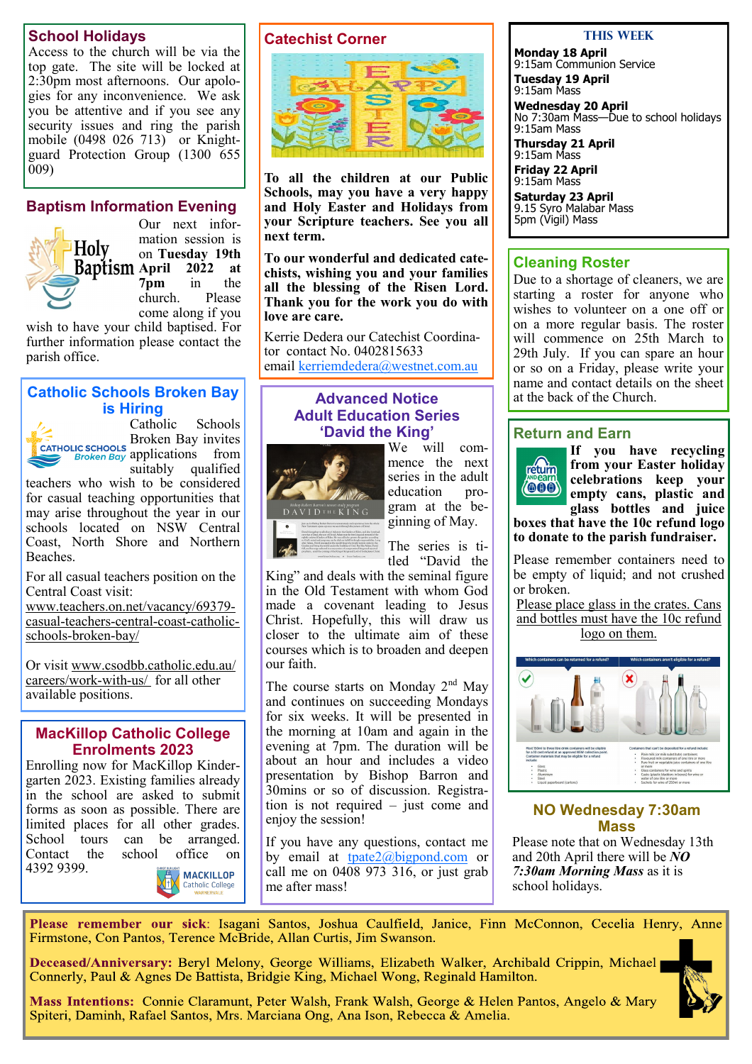## School Holidays

Access to the church will be via the top gate. The site will be locked at 2:30pm most afternoons. Our apologies for any inconvenience. We ask you be attentive and if you see any security issues and ring the parish mobile (0498 026 713) or Knightguard Protection Group (1300 655 009)

## Baptism Information Evening

Our next information session is on **Tuesday 19th April 2022 at 7pm** in the church. Please come along if you wish to have your child baptised. For further information please contact the parish office.

## Catholic Schools Broken Bay is Hiring

Catholic Schools Broken Bay invites applications from suitably qualified teachers who wish to be considered for casual teaching opportunities that may arise throughout the year in our schools located on NSW Central Coast, North Shore and Northern Beaches.

For all casual teachers position on the Central Coast visit: www.teachers.on.net/vacancy/69379-casual-teachers-central-coast-catholic-schools-broken-bay/

Or visit www.csodbb.catholic.edu.au/careers/work-with-us/ for all other available positions.

## MacKillop Catholic College Enrolments 2023

Enrolling now for MacKillop Kindergarten 2023. Existing families already in the school are asked to submit forms as soon as possible. There are limited places for all other grades. School tours can be arranged. Contact the school office on 4392 9399.

## Catechist Corner

**To all the children at our Public Schools, may you have a very happy and Holy Easter and Holidays from your Scripture teachers. See you all next term.**

**To our wonderful and dedicated catechists, wishing you and your families all the blessing of the Risen Lord. Thank you for the work you do with love are care.**

Kerrie Dedera our Catechist Coordinator contact No. 0402815633
email kerriemdedera@westnet.com.au

## Advanced Notice Adult Education Series 'David the King'

We will commence the next series in the adult education program at the beginning of May.

The series is titled "David the King" and deals with the seminal figure in the Old Testament with whom God made a covenant leading to Jesus Christ. Hopefully, this will draw us closer to the ultimate aim of these courses which is to broaden and deepen our faith.

The course starts on Monday 2nd May and continues on succeeding Mondays for six weeks. It will be presented in the morning at 10am and again in the evening at 7pm. The duration will be about an hour and includes a video presentation by Bishop Barron and 30mins or so of discussion. Registration is not required – just come and enjoy the session!

If you have any questions, contact me by email at tpate2@bigpond.com or call me on 0408 973 316, or just grab me after mass!

## THIS WEEK

**Monday 18 April**
9:15am Communion Service

**Tuesday 19 April**
9:15am Mass

**Wednesday 20 April**
No 7:30am Mass—Due to school holidays
9:15am Mass

**Thursday 21 April**
9:15am Mass

**Friday 22 April**
9:15am Mass

**Saturday 23 April**
9.15 Syro Malabar Mass
5pm (Vigil) Mass

## Cleaning Roster

Due to a shortage of cleaners, we are starting a roster for anyone who wishes to volunteer on a one off or on a more regular basis. The roster will commence on 25th March to 29th July. If you can spare an hour or so on a Friday, please write your name and contact details on the sheet at the back of the Church.

## Return and Earn

**If you have recycling from your Easter holiday celebrations keep your empty cans, plastic and glass bottles and juice boxes that have the 10c refund logo to donate to the parish fundraiser.**

Please remember containers need to be empty of liquid; and not crushed or broken.

Please place glass in the crates. Cans and bottles must have the 10c refund logo on them.

## NO Wednesday 7:30am Mass

Please note that on Wednesday 13th and 20th April there will be ***NO 7:30am Morning Mass*** as it is school holidays.

**Please remember our sick**: Isagani Santos, Joshua Caulfield, Janice, Finn McConnon, Cecelia Henry, Anne Firmstone, Con Pantos, Terence McBride, Allan Curtis, Jim Swanson.

**Deceased/Anniversary:** Beryl Melony, George Williams, Elizabeth Walker, Archibald Crippin, Michael Connerly, Paul & Agnes De Battista, Bridgie King, Michael Wong, Reginald Hamilton.

**Mass Intentions:** Connie Claramunt, Peter Walsh, Frank Walsh, George & Helen Pantos, Angelo & Mary Spiteri, Daminh, Rafael Santos, Mrs. Marciana Ong, Ana Ison, Rebecca & Amelia.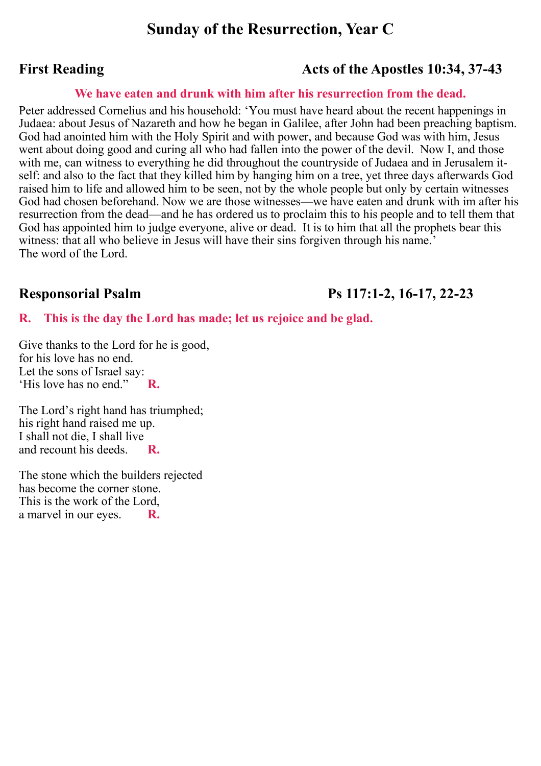# Sunday of the Resurrection, Year C

## First Reading — Acts of the Apostles 10:34, 37-43

**We have eaten and drunk with him after his resurrection from the dead.**

Peter addressed Cornelius and his household: 'You must have heard about the recent happenings in Judaea: about Jesus of Nazareth and how he began in Galilee, after John had been preaching baptism. God had anointed him with the Holy Spirit and with power, and because God was with him, Jesus went about doing good and curing all who had fallen into the power of the devil. Now I, and those with me, can witness to everything he did throughout the countryside of Judaea and in Jerusalem itself: and also to the fact that they killed him by hanging him on a tree, yet three days afterwards God raised him to life and allowed him to be seen, not by the whole people but only by certain witnesses God had chosen beforehand. Now we are those witnesses—we have eaten and drunk with im after his resurrection from the dead—and he has ordered us to proclaim this to his people and to tell them that God has appointed him to judge everyone, alive or dead. It is to him that all the prophets bear this witness: that all who believe in Jesus will have their sins forgiven through his name.'
The word of the Lord.

## Responsorial Psalm — Ps 117:1-2, 16-17, 22-23

**R. This is the day the Lord has made; let us rejoice and be glad.**

Give thanks to the Lord for he is good,
for his love has no end.
Let the sons of Israel say:
'His love has no end." **R.**

The Lord's right hand has triumphed;
his right hand raised me up.
I shall not die, I shall live
and recount his deeds. **R.**

The stone which the builders rejected
has become the corner stone.
This is the work of the Lord,
a marvel in our eyes. **R.**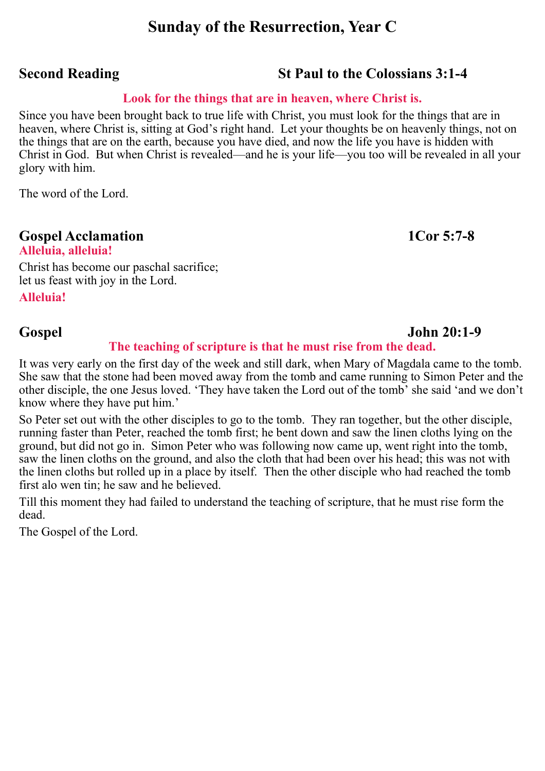# Sunday of the Resurrection, Year C

## Second Reading — St Paul to the Colossians 3:1-4

**Look for the things that are in heaven, where Christ is.**

Since you have been brought back to true life with Christ, you must look for the things that are in heaven, where Christ is, sitting at God's right hand. Let your thoughts be on heavenly things, not on the things that are on the earth, because you have died, and now the life you have is hidden with Christ in God. But when Christ is revealed—and he is your life—you too will be revealed in all your glory with him.

The word of the Lord.

## Gospel Acclamation — 1Cor 5:7-8

**Alleluia, alleluia!**

Christ has become our paschal sacrifice;
let us feast with joy in the Lord.

**Alleluia!**

## Gospel — John 20:1-9

**The teaching of scripture is that he must rise from the dead.**

It was very early on the first day of the week and still dark, when Mary of Magdala came to the tomb. She saw that the stone had been moved away from the tomb and came running to Simon Peter and the other disciple, the one Jesus loved. 'They have taken the Lord out of the tomb' she said 'and we don't know where they have put him.'

So Peter set out with the other disciples to go to the tomb. They ran together, but the other disciple, running faster than Peter, reached the tomb first; he bent down and saw the linen cloths lying on the ground, but did not go in. Simon Peter who was following now came up, went right into the tomb, saw the linen cloths on the ground, and also the cloth that had been over his head; this was not with the linen cloths but rolled up in a place by itself. Then the other disciple who had reached the tomb first alo wen tin; he saw and he believed.

Till this moment they had failed to understand the teaching of scripture, that he must rise form the dead.

The Gospel of the Lord.